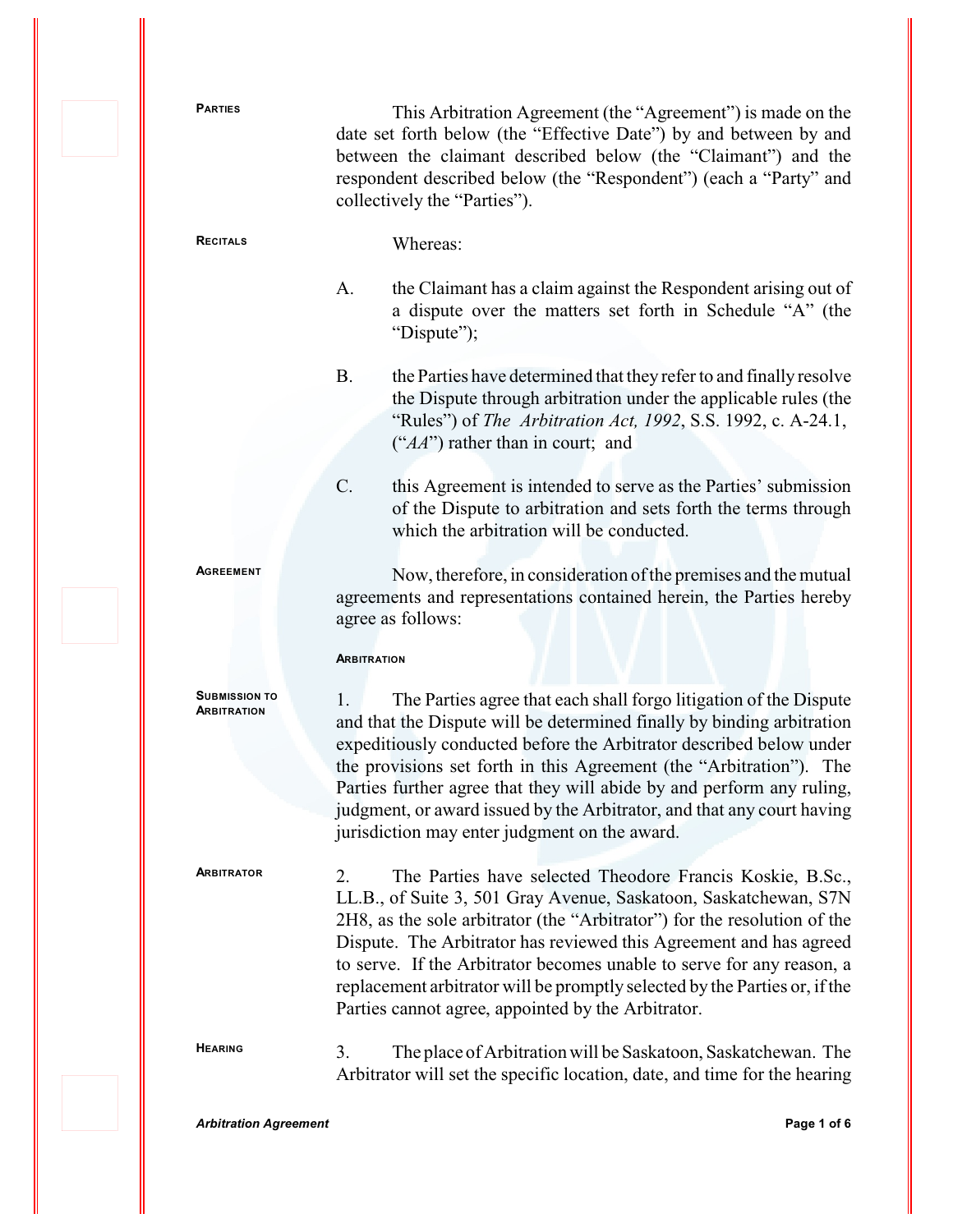**PARTIES**

This Arbitration Agreement (the "Agreement") is made on the date set forth below (the "Effective Date") by and between by and between the claimant described below (the "Claimant") and the respondent described below (the "Respondent") (each a "Party" and collectively the "Parties").

**RECITALS**

Whereas:

A. the Claimant has a claim against the Respondent arising out of a dispute over the matters set forth in Schedule "A" (the "Dispute");

B. the Parties have determined that they refer to and finally resolve the Dispute through arbitration under the applicable rules (the "Rules") of *The Arbitration Act, 1992*, S.S. 1992, c. A-24.1, ("*AA*") rather than in court; and

C. this Agreement is intended to serve as the Parties' submission of the Dispute to arbitration and sets forth the terms through which the arbitration will be conducted.

**AGREEMENT**

Now, therefore, in consideration of the premises and the mutual agreements and representations contained herein, the Parties hereby agree as follows:

**ARBITRATION**

**SUBMISSION TO ARBITRATION**

1. The Parties agree that each shall forgo litigation of the Dispute and that the Dispute will be determined finally by binding arbitration expeditiously conducted before the Arbitrator described below under the provisions set forth in this Agreement (the "Arbitration"). The Parties further agree that they will abide by and perform any ruling, judgment, or award issued by the Arbitrator, and that any court having jurisdiction may enter judgment on the award.

**ARBITRATOR**

2. The Parties have selected Theodore Francis Koskie, B.Sc., LL.B., of Suite 3, 501 Gray Avenue, Saskatoon, Saskatchewan, S7N 2H8, as the sole arbitrator (the "Arbitrator") for the resolution of the Dispute. The Arbitrator has reviewed this Agreement and has agreed to serve. If the Arbitrator becomes unable to serve for any reason, a replacement arbitrator will be promptly selected by the Parties or, if the Parties cannot agree, appointed by the Arbitrator.

**HEARING**

3. The place of Arbitration will be Saskatoon, Saskatchewan. The Arbitrator will set the specific location, date, and time for the hearing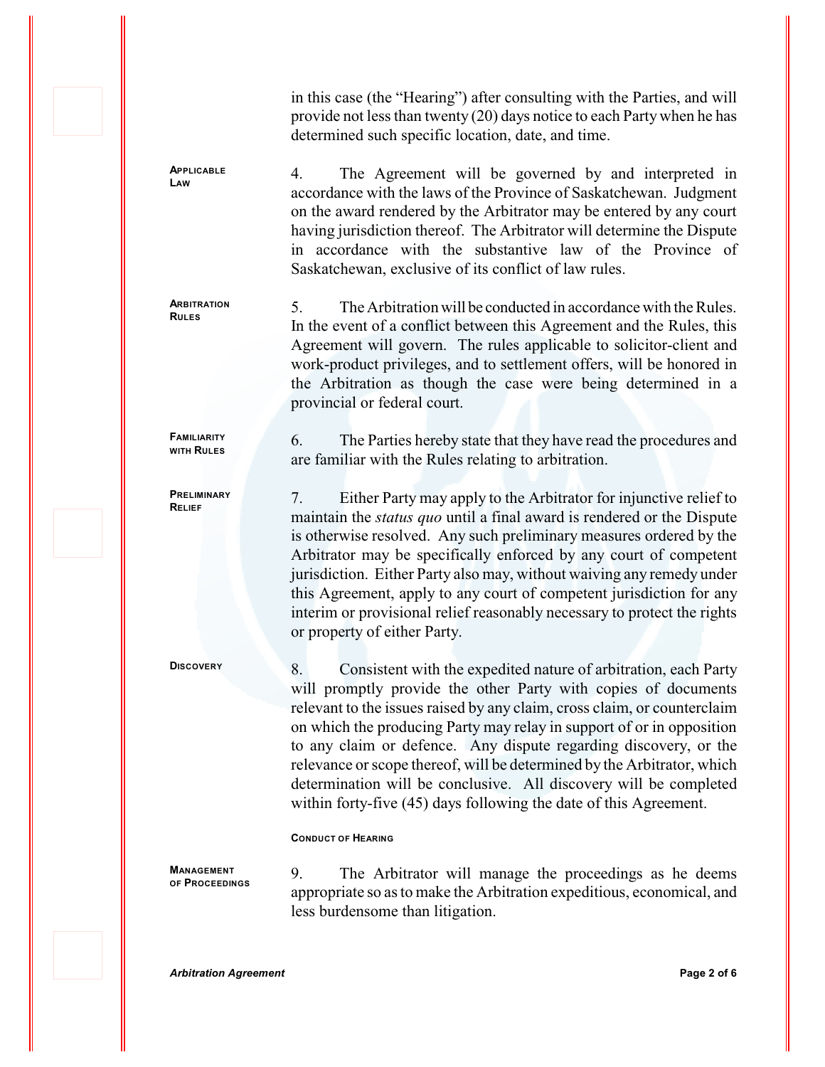in this case (the "Hearing") after consulting with the Parties, and will provide not less than twenty (20) days notice to each Party when he has determined such specific location, date, and time.

**APPLICABLE LAW**

4. The Agreement will be governed by and interpreted in accordance with the laws of the Province of Saskatchewan. Judgment on the award rendered by the Arbitrator may be entered by any court having jurisdiction thereof. The Arbitrator will determine the Dispute in accordance with the substantive law of the Province of Saskatchewan, exclusive of its conflict of law rules.

**ARBITRATION RULES**

5. The Arbitration will be conducted in accordance with the Rules. In the event of a conflict between this Agreement and the Rules, this Agreement will govern. The rules applicable to solicitor-client and work-product privileges, and to settlement offers, will be honored in the Arbitration as though the case were being determined in a provincial or federal court.

**FAMILIARITY WITH RULES**

6. The Parties hereby state that they have read the procedures and are familiar with the Rules relating to arbitration.

**PRELIMINARY RELIEF**

7. Either Party may apply to the Arbitrator for injunctive relief to maintain the *status quo* until a final award is rendered or the Dispute is otherwise resolved. Any such preliminary measures ordered by the Arbitrator may be specifically enforced by any court of competent jurisdiction. Either Party also may, without waiving any remedy under this Agreement, apply to any court of competent jurisdiction for any interim or provisional relief reasonably necessary to protect the rights or property of either Party.

**DISCOVERY**

8. Consistent with the expedited nature of arbitration, each Party will promptly provide the other Party with copies of documents relevant to the issues raised by any claim, cross claim, or counterclaim on which the producing Party may relay in support of or in opposition to any claim or defence. Any dispute regarding discovery, or the relevance or scope thereof, will be determined by the Arbitrator, which determination will be conclusive. All discovery will be completed within forty-five (45) days following the date of this Agreement.

## CONDUCT OF HEARING

**MANAGEMENT OF PROCEEDINGS**

9. The Arbitrator will manage the proceedings as he deems appropriate so as to make the Arbitration expeditious, economical, and less burdensome than litigation.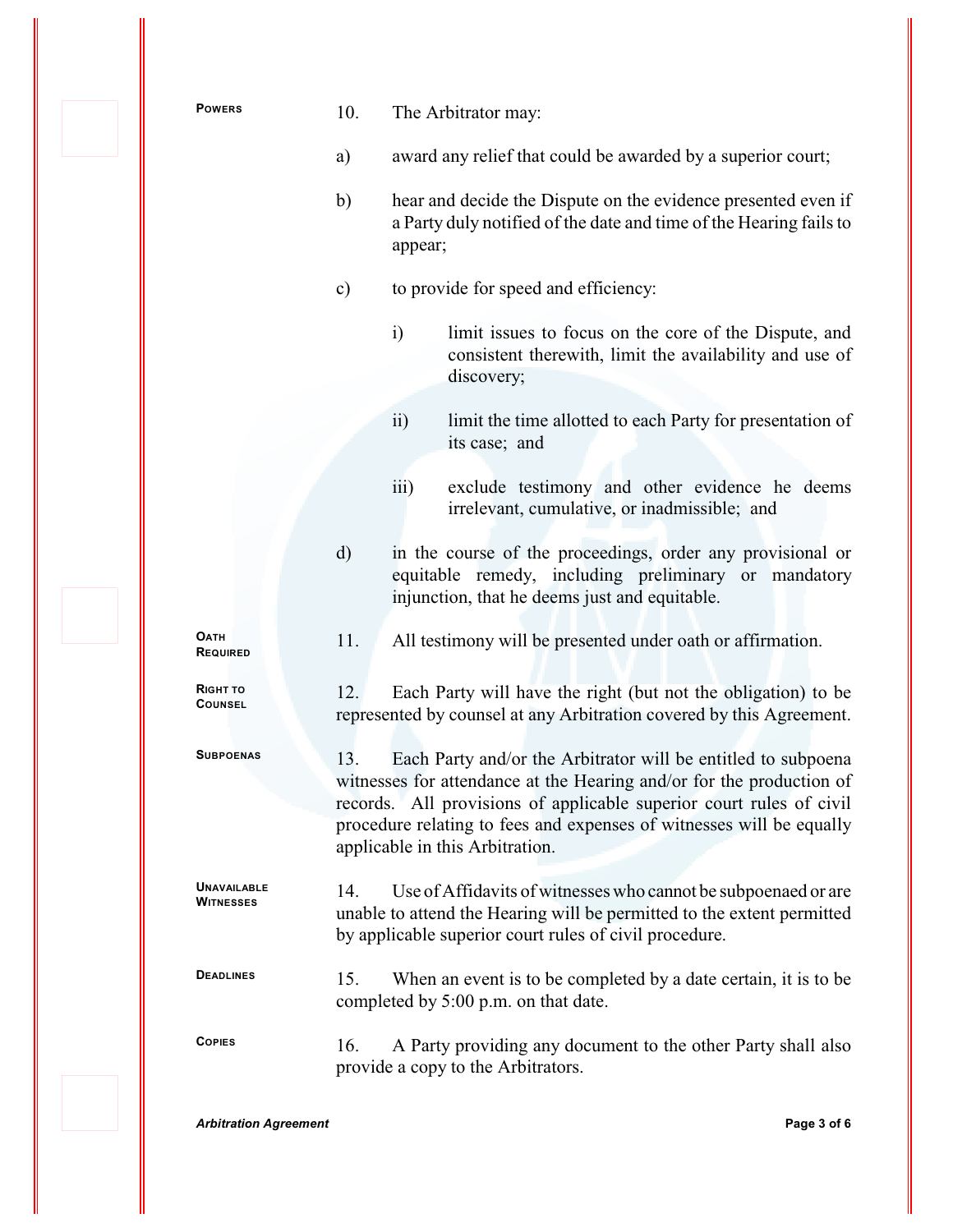**POWERS**

10. The Arbitrator may:

a) award any relief that could be awarded by a superior court;

b) hear and decide the Dispute on the evidence presented even if a Party duly notified of the date and time of the Hearing fails to appear;

c) to provide for speed and efficiency:

   i) limit issues to focus on the core of the Dispute, and consistent therewith, limit the availability and use of discovery;

   ii) limit the time allotted to each Party for presentation of its case; and

   iii) exclude testimony and other evidence he deems irrelevant, cumulative, or inadmissible; and

d) in the course of the proceedings, order any provisional or equitable remedy, including preliminary or mandatory injunction, that he deems just and equitable.

**OATH REQUIRED**

11. All testimony will be presented under oath or affirmation.

**RIGHT TO COUNSEL**

12. Each Party will have the right (but not the obligation) to be represented by counsel at any Arbitration covered by this Agreement.

**SUBPOENAS**

13. Each Party and/or the Arbitrator will be entitled to subpoena witnesses for attendance at the Hearing and/or for the production of records. All provisions of applicable superior court rules of civil procedure relating to fees and expenses of witnesses will be equally applicable in this Arbitration.

**UNAVAILABLE WITNESSES**

14. Use of Affidavits of witnesses who cannot be subpoenaed or are unable to attend the Hearing will be permitted to the extent permitted by applicable superior court rules of civil procedure.

**DEADLINES**

15. When an event is to be completed by a date certain, it is to be completed by 5:00 p.m. on that date.

**COPIES**

16. A Party providing any document to the other Party shall also provide a copy to the Arbitrators.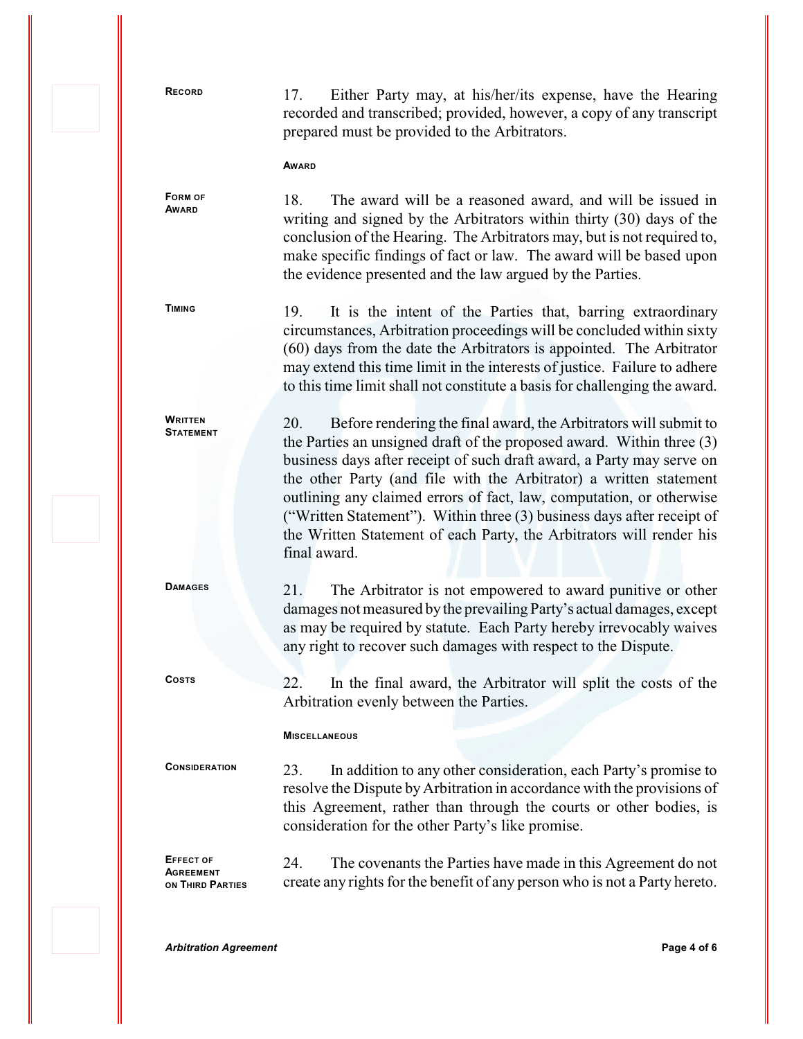**RECORD**

17. Either Party may, at his/her/its expense, have the Hearing recorded and transcribed; provided, however, a copy of any transcript prepared must be provided to the Arbitrators.

## AWARD

**FORM OF AWARD**

18. The award will be a reasoned award, and will be issued in writing and signed by the Arbitrators within thirty (30) days of the conclusion of the Hearing. The Arbitrators may, but is not required to, make specific findings of fact or law. The award will be based upon the evidence presented and the law argued by the Parties.

**TIMING**

19. It is the intent of the Parties that, barring extraordinary circumstances, Arbitration proceedings will be concluded within sixty (60) days from the date the Arbitrators is appointed. The Arbitrator may extend this time limit in the interests of justice. Failure to adhere to this time limit shall not constitute a basis for challenging the award.

**WRITTEN STATEMENT**

20. Before rendering the final award, the Arbitrators will submit to the Parties an unsigned draft of the proposed award. Within three (3) business days after receipt of such draft award, a Party may serve on the other Party (and file with the Arbitrator) a written statement outlining any claimed errors of fact, law, computation, or otherwise ("Written Statement"). Within three (3) business days after receipt of the Written Statement of each Party, the Arbitrators will render his final award.

**DAMAGES**

21. The Arbitrator is not empowered to award punitive or other damages not measured by the prevailing Party's actual damages, except as may be required by statute. Each Party hereby irrevocably waives any right to recover such damages with respect to the Dispute.

**COSTS**

22. In the final award, the Arbitrator will split the costs of the Arbitration evenly between the Parties.

## MISCELLANEOUS

**CONSIDERATION**

23. In addition to any other consideration, each Party's promise to resolve the Dispute by Arbitration in accordance with the provisions of this Agreement, rather than through the courts or other bodies, is consideration for the other Party's like promise.

**EFFECT OF AGREEMENT ON THIRD PARTIES**

24. The covenants the Parties have made in this Agreement do not create any rights for the benefit of any person who is not a Party hereto.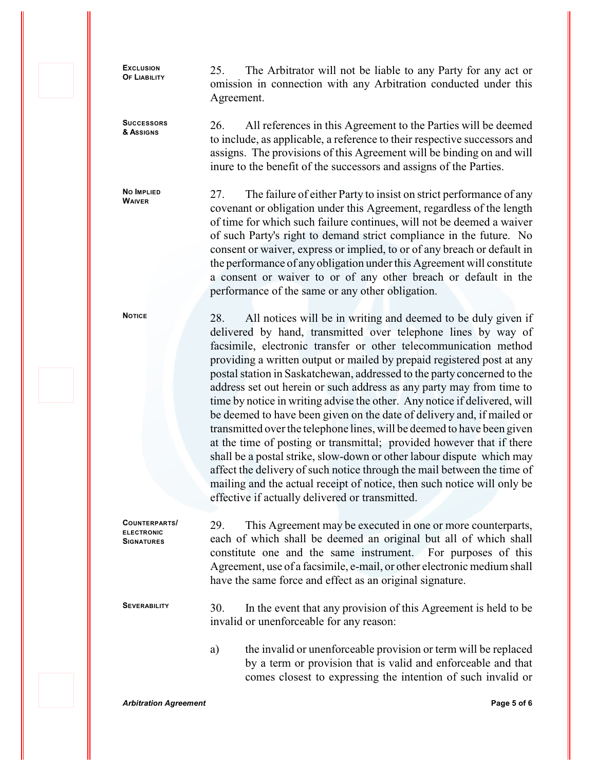**Exclusion of Liability**

25. The Arbitrator will not be liable to any Party for any act or omission in connection with any Arbitration conducted under this Agreement.

**Successors & Assigns**

26. All references in this Agreement to the Parties will be deemed to include, as applicable, a reference to their respective successors and assigns. The provisions of this Agreement will be binding on and will inure to the benefit of the successors and assigns of the Parties.

**No Implied Waiver**

27. The failure of either Party to insist on strict performance of any covenant or obligation under this Agreement, regardless of the length of time for which such failure continues, will not be deemed a waiver of such Party's right to demand strict compliance in the future. No consent or waiver, express or implied, to or of any breach or default in the performance of any obligation under this Agreement will constitute a consent or waiver to or of any other breach or default in the performance of the same or any other obligation.

**Notice**

28. All notices will be in writing and deemed to be duly given if delivered by hand, transmitted over telephone lines by way of facsimile, electronic transfer or other telecommunication method providing a written output or mailed by prepaid registered post at any postal station in Saskatchewan, addressed to the party concerned to the address set out herein or such address as any party may from time to time by notice in writing advise the other. Any notice if delivered, will be deemed to have been given on the date of delivery and, if mailed or transmitted over the telephone lines, will be deemed to have been given at the time of posting or transmittal; provided however that if there shall be a postal strike, slow-down or other labour dispute which may affect the delivery of such notice through the mail between the time of mailing and the actual receipt of notice, then such notice will only be effective if actually delivered or transmitted.

**Counterparts/ Electronic Signatures**

29. This Agreement may be executed in one or more counterparts, each of which shall be deemed an original but all of which shall constitute one and the same instrument. For purposes of this Agreement, use of a facsimile, e-mail, or other electronic medium shall have the same force and effect as an original signature.

**Severability**

30. In the event that any provision of this Agreement is held to be invalid or unenforceable for any reason:

a) the invalid or unenforceable provision or term will be replaced by a term or provision that is valid and enforceable and that comes closest to expressing the intention of such invalid or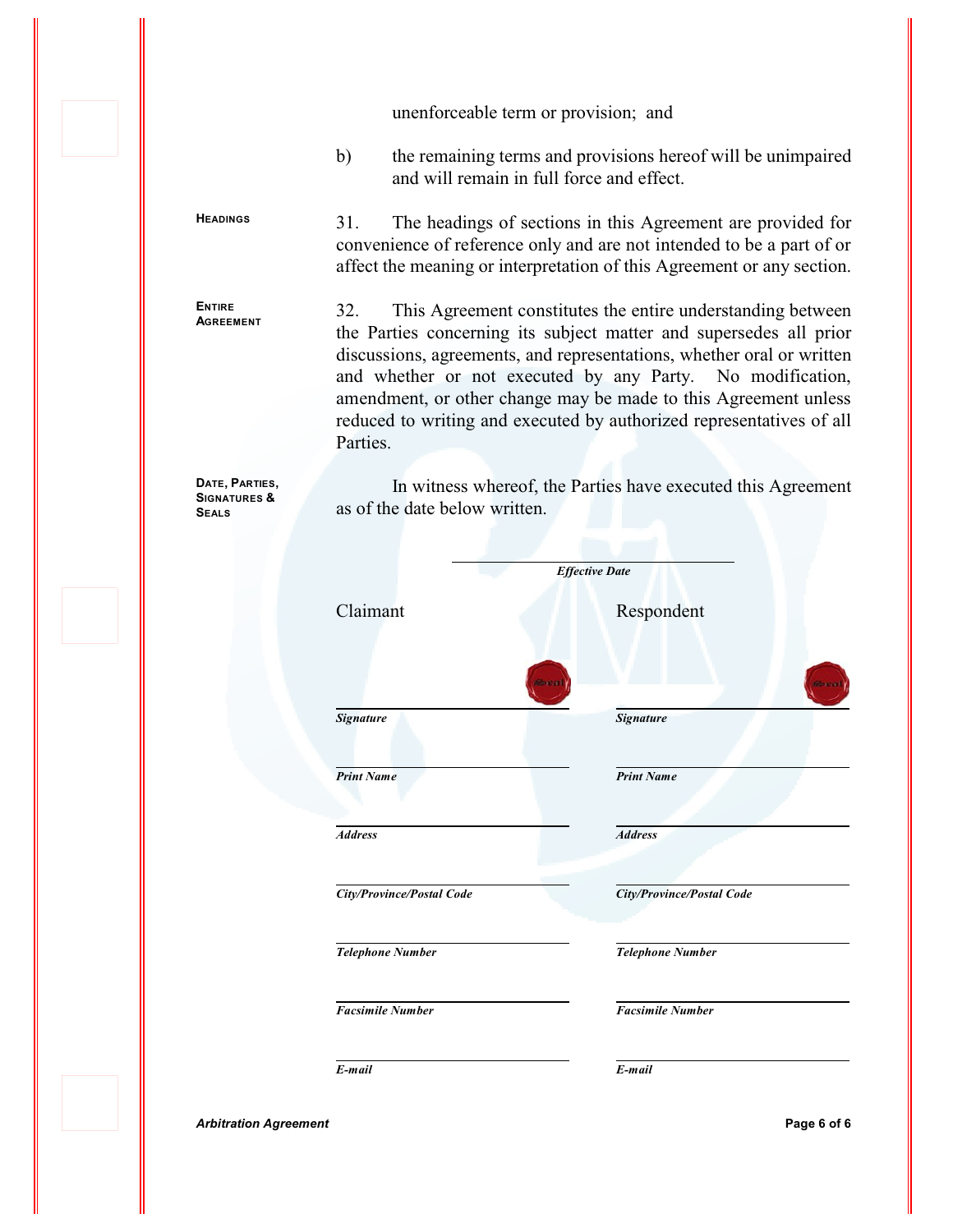unenforceable term or provision; and

b) the remaining terms and provisions hereof will be unimpaired and will remain in full force and effect.

**HEADINGS**

31. The headings of sections in this Agreement are provided for convenience of reference only and are not intended to be a part of or affect the meaning or interpretation of this Agreement or any section.

**ENTIRE AGREEMENT**

32. This Agreement constitutes the entire understanding between the Parties concerning its subject matter and supersedes all prior discussions, agreements, and representations, whether oral or written and whether or not executed by any Party. No modification, amendment, or other change may be made to this Agreement unless reduced to writing and executed by authorized representatives of all Parties.

**DATE, PARTIES, SIGNATURES & SEALS**

In witness whereof, the Parties have executed this Agreement as of the date below written.

\_\_\_\_\_\_\_\_\_\_\_\_\_\_\_\_\_\_\_\_\_\_\_\_\_\_\_\_\_\_
***Effective Date***

| Claimant | Respondent |
|---|---|
| ***Signature*** | ***Signature*** |
| ***Print Name*** | ***Print Name*** |
| ***Address*** | ***Address*** |
| ***City/Province/Postal Code*** | ***City/Province/Postal Code*** |
| ***Telephone Number*** | ***Telephone Number*** |
| ***Facsimile Number*** | ***Facsimile Number*** |
| ***E-mail*** | ***E-mail*** |